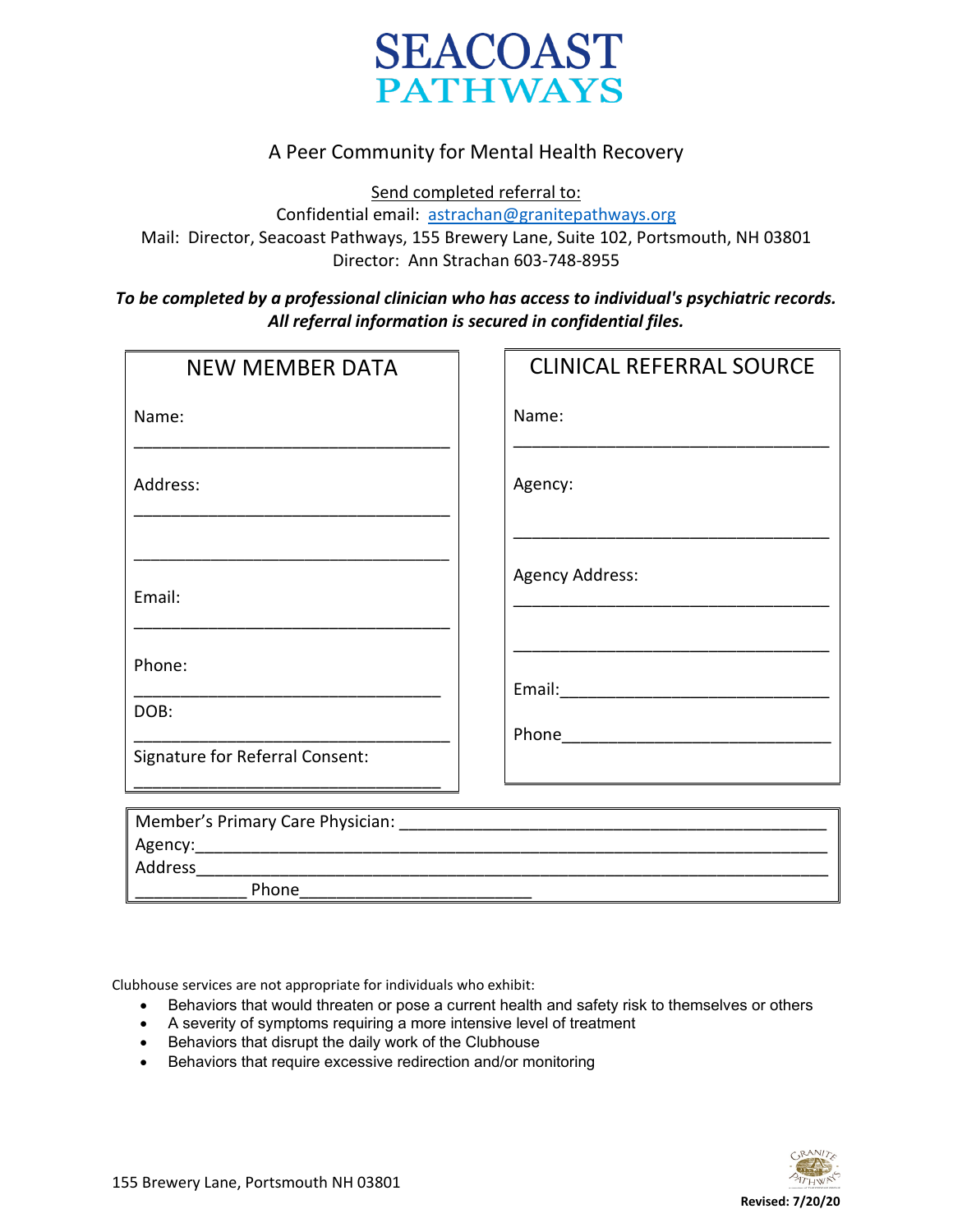# SEACOAST PATHWAYS

A Peer Community for Mental Health Recovery

Send completed referral to:

Confidential email: astrachan@granitepathways.org

Mail: Director, Seacoast Pathways, 155 Brewery Lane, Suite 102, Portsmouth, NH 03801

Director: Ann Strachan 603-748-8955

***To be completed by a professional clinician who has access to individual's psychiatric records. All referral information is secured in confidential files.***

| NEW MEMBER DATA | CLINICAL REFERRAL SOURCE |
|---|---|
| Name: ______________________________ | Name: ______________________________ |
| Address: ______________________________ ______________________________ | Agency: ______________________________ |
| Email: ______________________________ | Agency Address: ______________________________ ______________________________ |
| Phone: ______________________________ | Email: ______________________________ |
| DOB: ______________________________ | Phone ______________________________ |
| Signature for Referral Consent: ______________________________ | |

Member's Primary Care Physician: ______________________________________________

Agency: ______________________________________________

Address ______________________________________________

____________ Phone __________________________

Clubhouse services are not appropriate for individuals who exhibit:

- Behaviors that would threaten or pose a current health and safety risk to themselves or others
- A severity of symptoms requiring a more intensive level of treatment
- Behaviors that disrupt the daily work of the Clubhouse
- Behaviors that require excessive redirection and/or monitoring

155 Brewery Lane, Portsmouth NH 03801

**Revised: 7/20/20**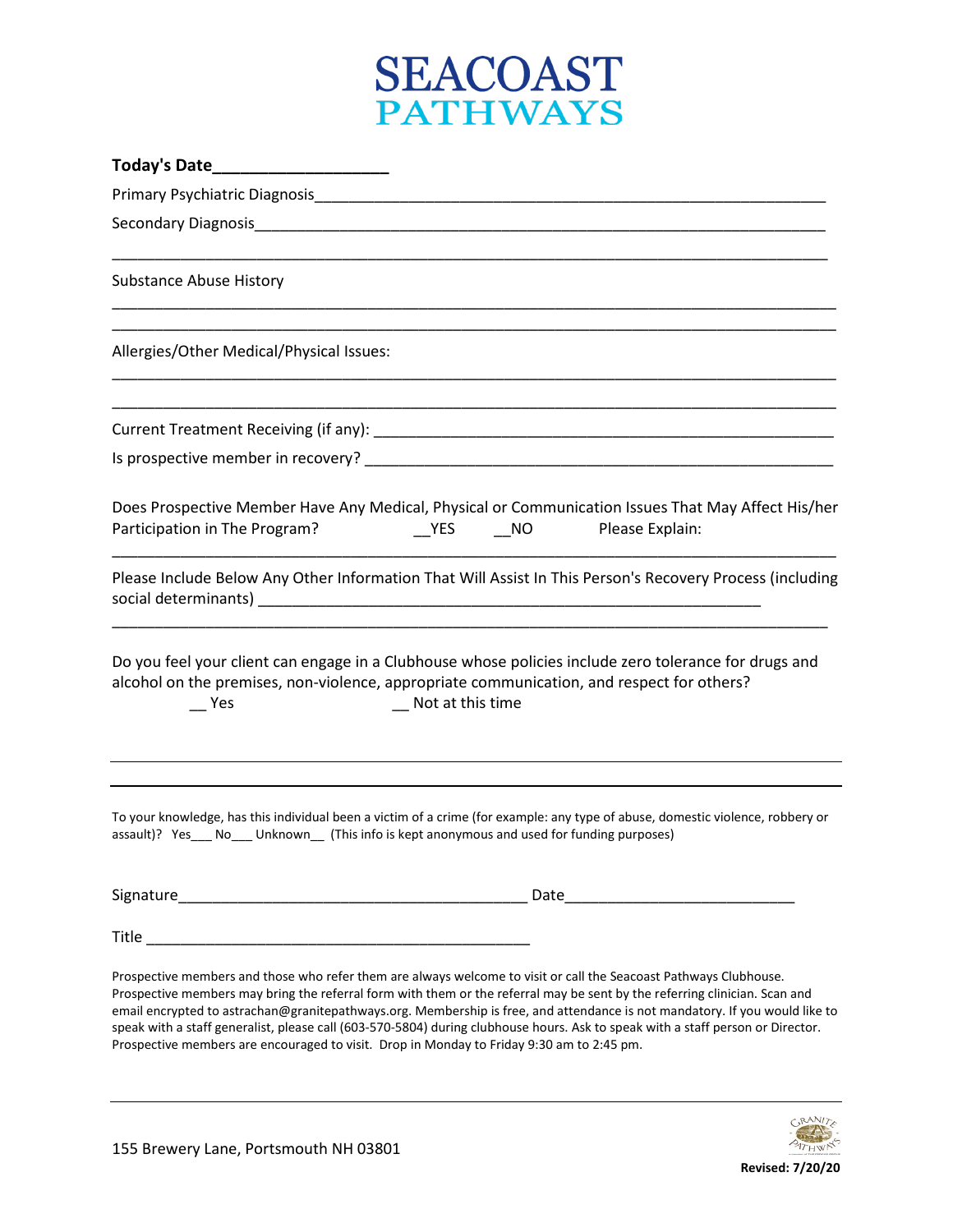# SEACOAST PATHWAYS

**Today's Date___________________**

Primary Psychiatric Diagnosis_____________________________________________________________

Secondary Diagnosis_____________________________________________________________________

_______________________________________________________________________________________

Substance Abuse History

_______________________________________________________________________________________

_______________________________________________________________________________________

Allergies/Other Medical/Physical Issues:

_______________________________________________________________________________________

_______________________________________________________________________________________

Current Treatment Receiving (if any): _____________________________________________________

Is prospective member in recovery? _______________________________________________________

Does Prospective Member Have Any Medical, Physical or Communication Issues That May Affect His/her Participation in The Program? __YES __NO Please Explain:

_______________________________________________________________________________________

Please Include Below Any Other Information That Will Assist In This Person's Recovery Process (including social determinants) _______________________________________________________

_______________________________________________________________________________________

Do you feel your client can engage in a Clubhouse whose policies include zero tolerance for drugs and alcohol on the premises, non-violence, appropriate communication, and respect for others?

__ Yes __ Not at this time

To your knowledge, has this individual been a victim of a crime (for example: any type of abuse, domestic violence, robbery or assault)? Yes___ No___ Unknown__ (This info is kept anonymous and used for funding purposes)

Signature__________________________________________ Date___________________________

Title _______________________________________________

Prospective members and those who refer them are always welcome to visit or call the Seacoast Pathways Clubhouse. Prospective members may bring the referral form with them or the referral may be sent by the referring clinician. Scan and email encrypted to astrachan@granitepathways.org. Membership is free, and attendance is not mandatory. If you would like to speak with a staff generalist, please call (603-570-5804) during clubhouse hours. Ask to speak with a staff person or Director. Prospective members are encouraged to visit. Drop in Monday to Friday 9:30 am to 2:45 pm.

155 Brewery Lane, Portsmouth NH 03801

**Revised: 7/20/20**